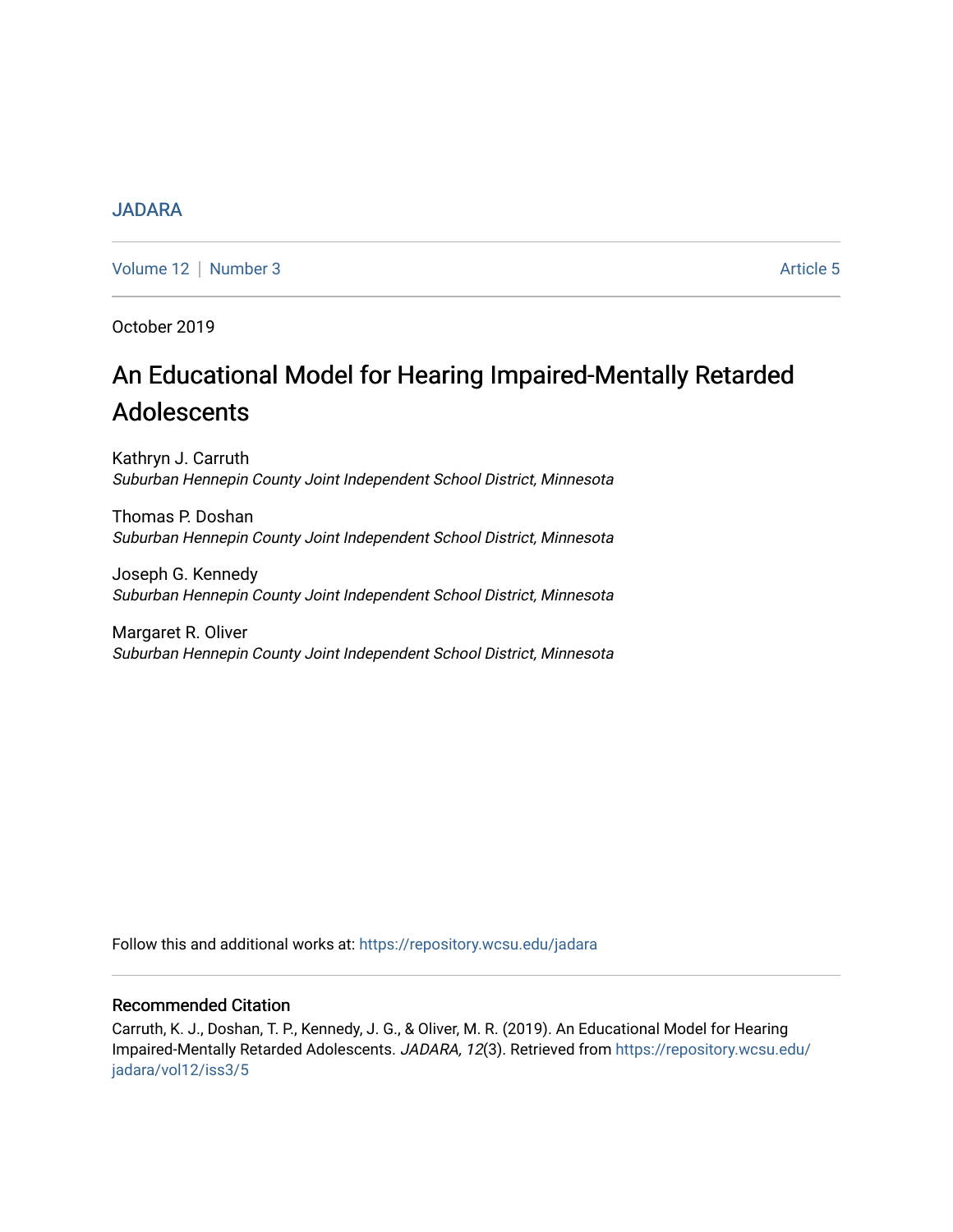JADARA

Volume 12 | Number 3 Article 5

October 2019

# An Educational Model for Hearing Impaired-Mentally Retarded Adolescents

Kathryn J. Carruth
*Suburban Hennepin County Joint Independent School District, Minnesota*

Thomas P. Doshan
*Suburban Hennepin County Joint Independent School District, Minnesota*

Joseph G. Kennedy
*Suburban Hennepin County Joint Independent School District, Minnesota*

Margaret R. Oliver
*Suburban Hennepin County Joint Independent School District, Minnesota*

Follow this and additional works at: https://repository.wcsu.edu/jadara

## Recommended Citation

Carruth, K. J., Doshan, T. P., Kennedy, J. G., & Oliver, M. R. (2019). An Educational Model for Hearing Impaired-Mentally Retarded Adolescents. *JADARA, 12*(3). Retrieved from https://repository.wcsu.edu/jadara/vol12/iss3/5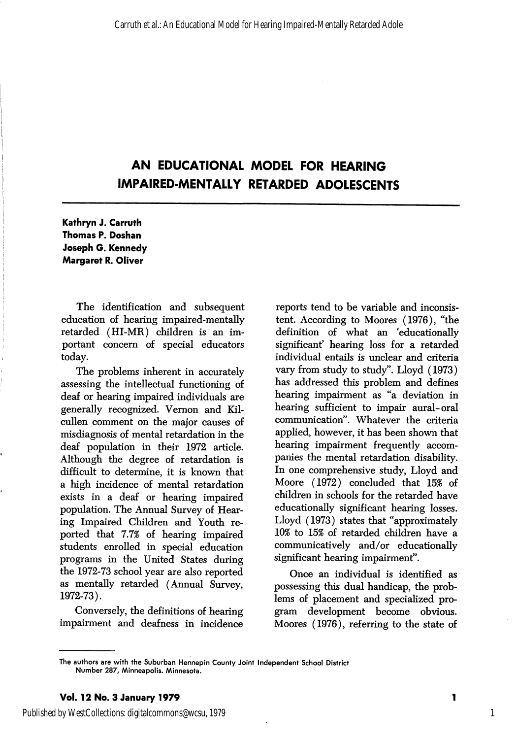# AN EDUCATIONAL MODEL FOR HEARING IMPAIRED-MENTALLY RETARDED ADOLESCENTS

**Kathryn J. Carruth**
**Thomas P. Doshan**
**Joseph G. Kennedy**
**Margaret R. Oliver**

The identification and subsequent education of hearing impaired-mentally retarded (HI-MR) children is an important concern of special educators today.

The problems inherent in accurately assessing the intellectual functioning of deaf or hearing impaired individuals are generally recognized. Vernon and Kilcullen comment on the major causes of misdiagnosis of mental retardation in the deaf population in their 1972 article. Although the degree of retardation is difficult to determine, it is known that a high incidence of mental retardation exists in a deaf or hearing impaired population. The Annual Survey of Hearing Impaired Children and Youth reported that 7.7% of hearing impaired students enrolled in special education programs in the United States during the 1972-73 school year are also reported as mentally retarded (Annual Survey, 1972-73).

Conversely, the definitions of hearing impairment and deafness in incidence reports tend to be variable and inconsistent. According to Moores (1976), "the definition of what an 'educationally significant' hearing loss for a retarded individual entails is unclear and criteria vary from study to study". Lloyd (1973) has addressed this problem and defines hearing impairment as "a deviation in hearing sufficient to impair aural-oral communication". Whatever the criteria applied, however, it has been shown that hearing impairment frequently accompanies the mental retardation disability. In one comprehensive study, Lloyd and Moore (1972) concluded that 15% of children in schools for the retarded have educationally significant hearing losses. Lloyd (1973) states that "approximately 10% to 15% of retarded children have a communicatively and/or educationally significant hearing impairment".

Once an individual is identified as possessing this dual handicap, the problems of placement and specialized program development become obvious. Moores (1976), referring to the state of

The authors are with the Suburban Hennepin County Joint Independent School District Number 287, Minneapolis, Minnesota.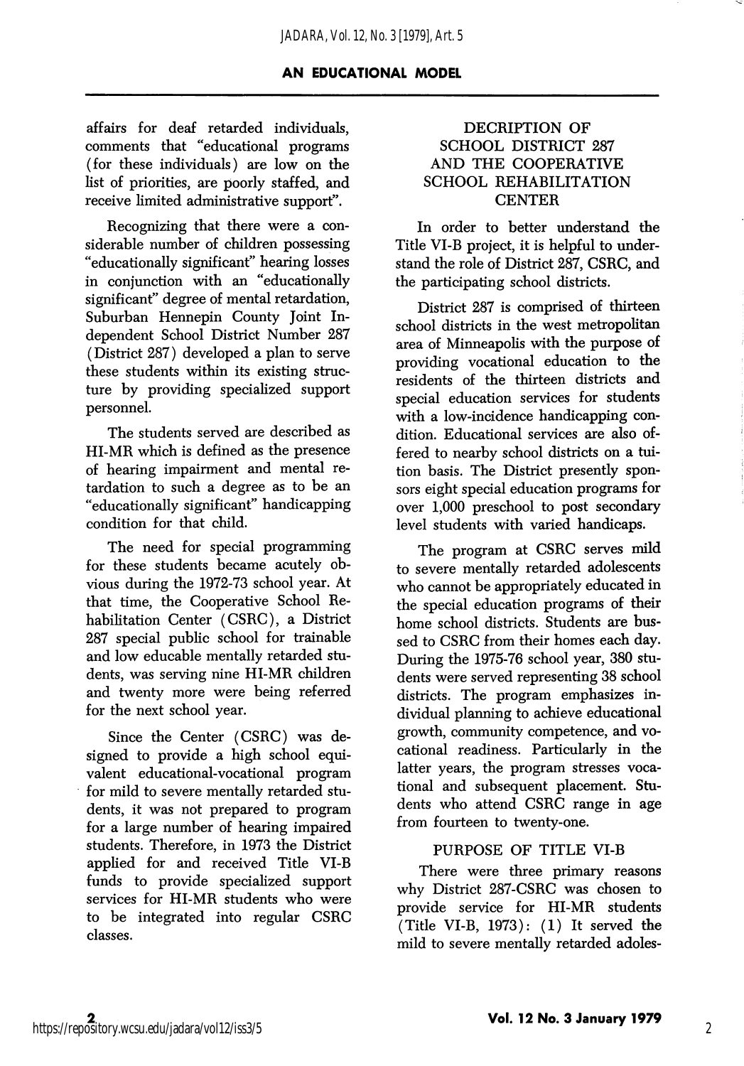affairs for deaf retarded individuals, comments that "educational programs (for these individuals) are low on the list of priorities, are poorly staffed, and receive limited administrative support".

Recognizing that there were a considerable number of children possessing "educationally significant" hearing losses in conjunction with an "educationally significant" degree of mental retardation, Suburban Hennepin County Joint Independent School District Number 287 (District 287) developed a plan to serve these students within its existing structure by providing specialized support personnel.

The students served are described as HI-MR which is defined as the presence of hearing impairment and mental retardation to such a degree as to be an "educationally significant" handicapping condition for that child.

The need for special programming for these students became acutely obvious during the 1972-73 school year. At that time, the Cooperative School Rehabilitation Center (CSRC), a District 287 special public school for trainable and low educable mentally retarded students, was serving nine HI-MR children and twenty more were being referred for the next school year.

Since the Center (CSRC) was designed to provide a high school equivalent educational-vocational program for mild to severe mentally retarded students, it was not prepared to program for a large number of hearing impaired students. Therefore, in 1973 the District applied for and received Title VI-B funds to provide specialized support services for HI-MR students who were to be integrated into regular CSRC classes.

## DECRIPTION OF SCHOOL DISTRICT 287 AND THE COOPERATIVE SCHOOL REHABILITATION CENTER

In order to better understand the Title VI-B project, it is helpful to understand the role of District 287, CSRC, and the participating school districts.

District 287 is comprised of thirteen school districts in the west metropolitan area of Minneapolis with the purpose of providing vocational education to the residents of the thirteen districts and special education services for students with a low-incidence handicapping condition. Educational services are also offered to nearby school districts on a tuition basis. The District presently sponsors eight special education programs for over 1,000 preschool to post secondary level students with varied handicaps.

The program at CSRC serves mild to severe mentally retarded adolescents who cannot be appropriately educated in the special education programs of their home school districts. Students are bussed to CSRC from their homes each day. During the 1975-76 school year, 380 students were served representing 38 school districts. The program emphasizes individual planning to achieve educational growth, community competence, and vocational readiness. Particularly in the latter years, the program stresses vocational and subsequent placement. Students who attend CSRC range in age from fourteen to twenty-one.

### PURPOSE OF TITLE VI-B

There were three primary reasons why District 287-CSRC was chosen to provide service for HI-MR students (Title VI-B, 1973): (1) It served the mild to severe mentally retarded adoles-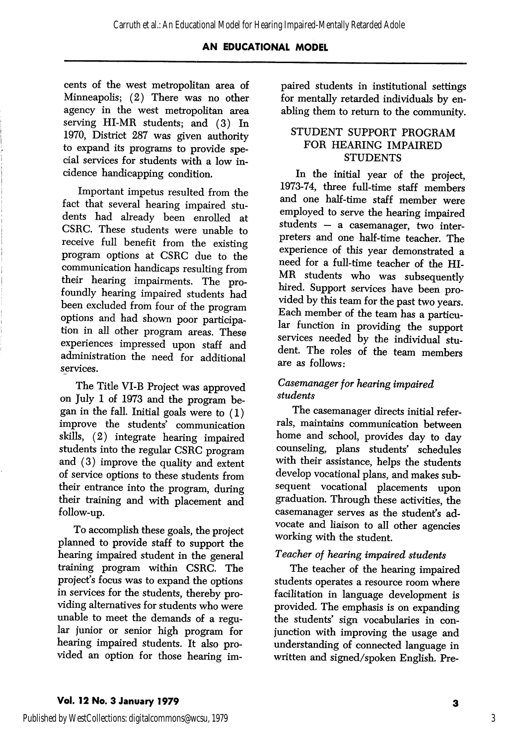cents of the west metropolitan area of Minneapolis; (2) There was no other agency in the west metropolitan area serving HI-MR students; and (3) In 1970, District 287 was given authority to expand its programs to provide special services for students with a low incidence handicapping condition.

Important impetus resulted from the fact that several hearing impaired students had already been enrolled at CSRC. These students were unable to receive full benefit from the existing program options at CSRC due to the communication handicaps resulting from their hearing impairments. The profoundly hearing impaired students had been excluded from four of the program options and had shown poor participation in all other program areas. These experiences impressed upon staff and administration the need for additional services.

The Title VI-B Project was approved on July 1 of 1973 and the program began in the fall. Initial goals were to (1) improve the students' communication skills, (2) integrate hearing impaired students into the regular CSRC program and (3) improve the quality and extent of service options to these students from their entrance into the program, during their training and with placement and follow-up.

To accomplish these goals, the project planned to provide staff to support the hearing impaired student in the general training program within CSRC. The project's focus was to expand the options in services for the students, thereby providing alternatives for students who were unable to meet the demands of a regular junior or senior high program for hearing impaired students. It also provided an option for those hearing impaired students in institutional settings for mentally retarded individuals by enabling them to return to the community.

## STUDENT SUPPORT PROGRAM FOR HEARING IMPAIRED STUDENTS

In the initial year of the project, 1973-74, three full-time staff members and one half-time staff member were employed to serve the hearing impaired students – a casemanager, two interpreters and one half-time teacher. The experience of this year demonstrated a need for a full-time teacher of the HI-MR students who was subsequently hired. Support services have been provided by this team for the past two years. Each member of the team has a particular function in providing the support services needed by the individual student. The roles of the team members are as follows:

### *Casemanager for hearing impaired students*

The casemanager directs initial referrals, maintains communication between home and school, provides day to day counseling, plans students' schedules with their assistance, helps the students develop vocational plans, and makes subsequent vocational placements upon graduation. Through these activities, the casemanager serves as the student's advocate and liaison to all other agencies working with the student.

### *Teacher of hearing impaired students*

The teacher of the hearing impaired students operates a resource room where facilitation in language development is provided. The emphasis is on expanding the students' sign vocabularies in conjunction with improving the usage and understanding of connected language in written and signed/spoken English. Pre-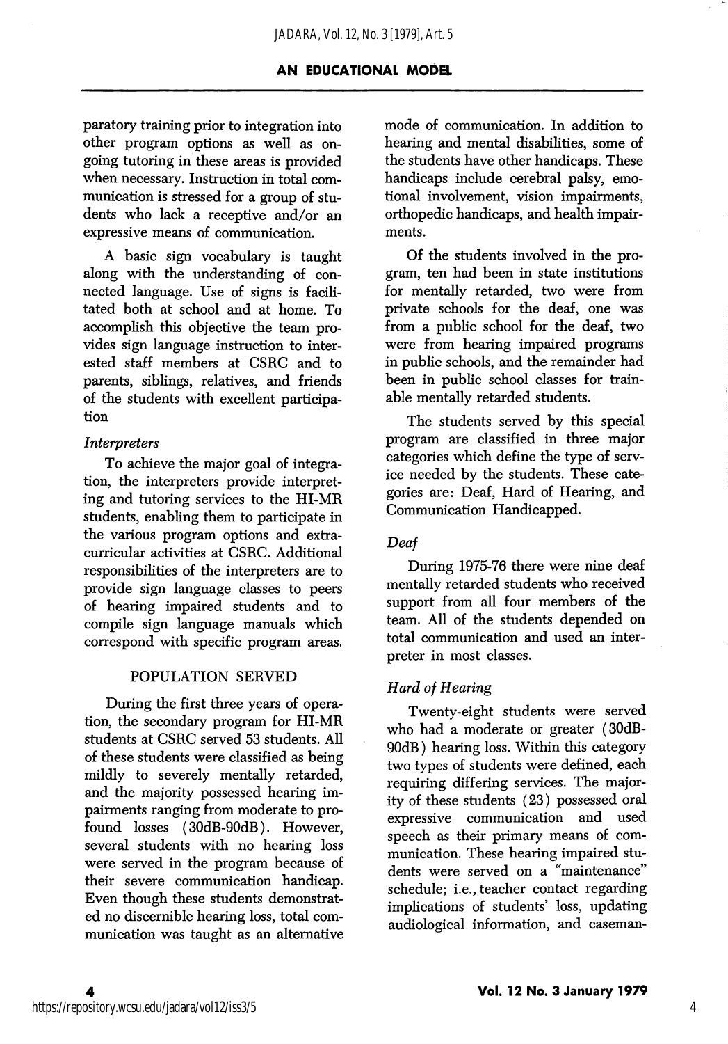paratory training prior to integration into other program options as well as on-going tutoring in these areas is provided when necessary. Instruction in total communication is stressed for a group of students who lack a receptive and/or an expressive means of communication.

A basic sign vocabulary is taught along with the understanding of connected language. Use of signs is facilitated both at school and at home. To accomplish this objective the team provides sign language instruction to interested staff members at CSRC and to parents, siblings, relatives, and friends of the students with excellent participation

*Interpreters*

To achieve the major goal of integration, the interpreters provide interpreting and tutoring services to the HI-MR students, enabling them to participate in the various program options and extra-curricular activities at CSRC. Additional responsibilities of the interpreters are to provide sign language classes to peers of hearing impaired students and to compile sign language manuals which correspond with specific program areas.

## POPULATION SERVED

During the first three years of operation, the secondary program for HI-MR students at CSRC served 53 students. All of these students were classified as being mildly to severely mentally retarded, and the majority possessed hearing impairments ranging from moderate to profound losses (30dB-90dB). However, several students with no hearing loss were served in the program because of their severe communication handicap. Even though these students demonstrated no discernible hearing loss, total communication was taught as an alternative mode of communication. In addition to hearing and mental disabilities, some of the students have other handicaps. These handicaps include cerebral palsy, emotional involvement, vision impairments, orthopedic handicaps, and health impairments.

Of the students involved in the program, ten had been in state institutions for mentally retarded, two were from private schools for the deaf, one was from a public school for the deaf, two were from hearing impaired programs in public schools, and the remainder had been in public school classes for trainable mentally retarded students.

The students served by this special program are classified in three major categories which define the type of service needed by the students. These categories are: Deaf, Hard of Hearing, and Communication Handicapped.

*Deaf*

During 1975-76 there were nine deaf mentally retarded students who received support from all four members of the team. All of the students depended on total communication and used an interpreter in most classes.

*Hard of Hearing*

Twenty-eight students were served who had a moderate or greater (30dB-90dB) hearing loss. Within this category two types of students were defined, each requiring differing services. The majority of these students (23) possessed oral expressive communication and used speech as their primary means of communication. These hearing impaired students were served on a "maintenance" schedule; i.e., teacher contact regarding implications of students' loss, updating audiological information, and caseman-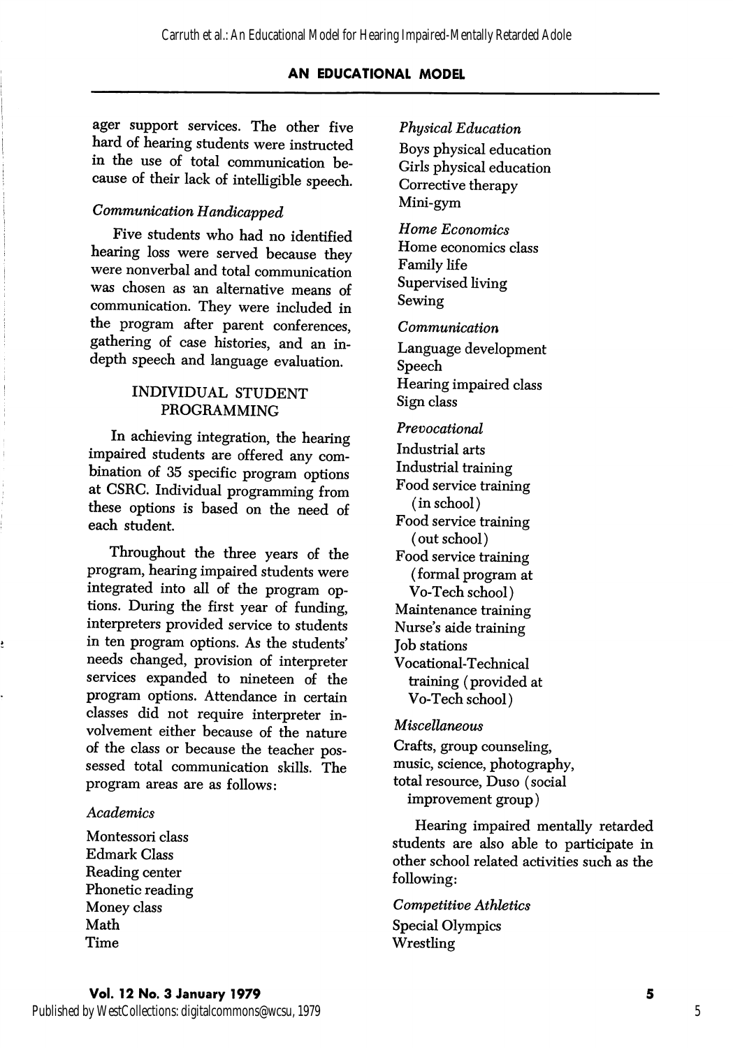ager support services. The other five hard of hearing students were instructed in the use of total communication because of their lack of intelligible speech.

*Communication Handicapped*

Five students who had no identified hearing loss were served because they were nonverbal and total communication was chosen as an alternative means of communication. They were included in the program after parent conferences, gathering of case histories, and an in-depth speech and language evaluation.

## INDIVIDUAL STUDENT PROGRAMMING

In achieving integration, the hearing impaired students are offered any combination of 35 specific program options at CSRC. Individual programming from these options is based on the need of each student.

Throughout the three years of the program, hearing impaired students were integrated into all of the program options. During the first year of funding, interpreters provided service to students in ten program options. As the students' needs changed, provision of interpreter services expanded to nineteen of the program options. Attendance in certain classes did not require interpreter involvement either because of the nature of the class or because the teacher possessed total communication skills. The program areas are as follows:

*Academics*

Montessori class
Edmark Class
Reading center
Phonetic reading
Money class
Math
Time

*Physical Education*

Boys physical education
Girls physical education
Corrective therapy
Mini-gym

*Home Economics*

Home economics class
Family life
Supervised living
Sewing

*Communication*

Language development
Speech
Hearing impaired class
Sign class

*Prevocational*

Industrial arts
Industrial training
Food service training (in school)
Food service training (out school)
Food service training (formal program at Vo-Tech school)
Maintenance training
Nurse's aide training
Job stations
Vocational-Technical training (provided at Vo-Tech school)

*Miscellaneous*

Crafts, group counseling, music, science, photography, total resource, Duso (social improvement group)

Hearing impaired mentally retarded students are also able to participate in other school related activities such as the following:

*Competitive Athletics*

Special Olympics
Wrestling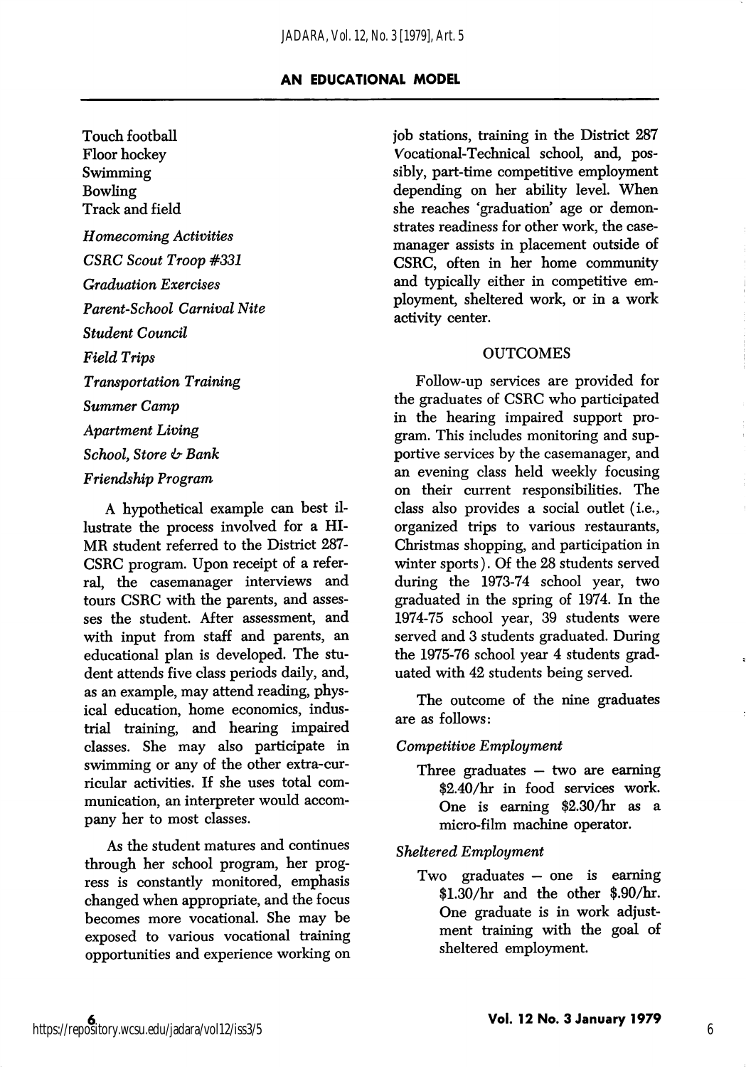Touch football
Floor hockey
Swimming
Bowling
Track and field

*Homecoming Activities*

*CSRC Scout Troop #331*

*Graduation Exercises*

*Parent-School Carnival Nite*

*Student Council*

*Field Trips*

*Transportation Training*

*Summer Camp*

*Apartment Living*

*School, Store & Bank*

*Friendship Program*

A hypothetical example can best illustrate the process involved for a HI-MR student referred to the District 287-CSRC program. Upon receipt of a referral, the casemanager interviews and tours CSRC with the parents, and assesses the student. After assessment, and with input from staff and parents, an educational plan is developed. The student attends five class periods daily, and, as an example, may attend reading, physical education, home economics, industrial training, and hearing impaired classes. She may also participate in swimming or any of the other extra-curricular activities. If she uses total communication, an interpreter would accompany her to most classes.

As the student matures and continues through her school program, her progress is constantly monitored, emphasis changed when appropriate, and the focus becomes more vocational. She may be exposed to various vocational training opportunities and experience working on job stations, training in the District 287 Vocational-Technical school, and, possibly, part-time competitive employment depending on her ability level. When she reaches 'graduation' age or demonstrates readiness for other work, the casemanager assists in placement outside of CSRC, often in her home community and typically either in competitive employment, sheltered work, or in a work activity center.

## OUTCOMES

Follow-up services are provided for the graduates of CSRC who participated in the hearing impaired support program. This includes monitoring and supportive services by the casemanager, and an evening class held weekly focusing on their current responsibilities. The class also provides a social outlet (i.e., organized trips to various restaurants, Christmas shopping, and participation in winter sports). Of the 28 students served during the 1973-74 school year, two graduated in the spring of 1974. In the 1974-75 school year, 39 students were served and 3 students graduated. During the 1975-76 school year 4 students graduated with 42 students being served.

The outcome of the nine graduates are as follows:

*Competitive Employment*

Three graduates – two are earning \$2.40/hr in food services work. One is earning \$2.30/hr as a micro-film machine operator.

*Sheltered Employment*

Two graduates – one is earning \$1.30/hr and the other \$.90/hr. One graduate is in work adjustment training with the goal of sheltered employment.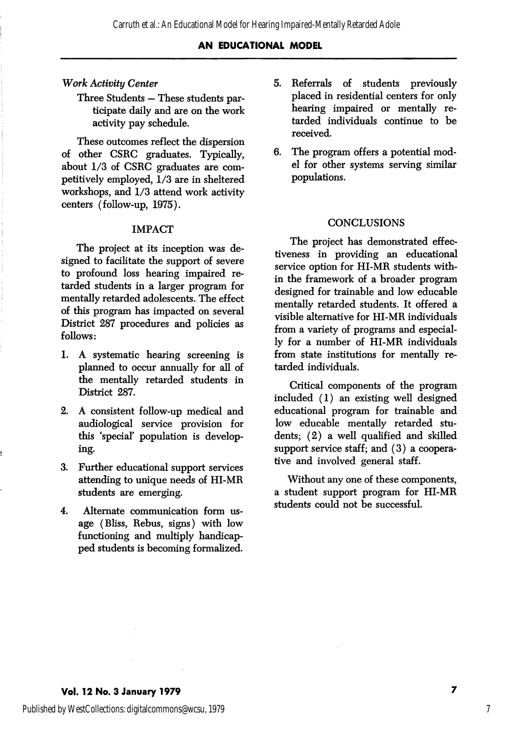*Work Activity Center*

Three Students – These students participate daily and are on the work activity pay schedule.

These outcomes reflect the dispersion of other CSRC graduates. Typically, about 1/3 of CSRC graduates are competitively employed, 1/3 are in sheltered workshops, and 1/3 attend work activity centers (follow-up, 1975).

## IMPACT

The project at its inception was designed to facilitate the support of severe to profound loss hearing impaired retarded students in a larger program for mentally retarded adolescents. The effect of this program has impacted on several District 287 procedures and policies as follows:

1. A systematic hearing screening is planned to occur annually for all of the mentally retarded students in District 287.
2. A consistent follow-up medical and audiological service provision for this 'special' population is developing.
3. Further educational support services attending to unique needs of HI-MR students are emerging.
4. Alternate communication form usage (Bliss, Rebus, signs) with low functioning and multiply handicapped students is becoming formalized.
5. Referrals of students previously placed in residential centers for only hearing impaired or mentally retarded individuals continue to be received.
6. The program offers a potential model for other systems serving similar populations.

## CONCLUSIONS

The project has demonstrated effectiveness in providing an educational service option for HI-MR students within the framework of a broader program designed for trainable and low educable mentally retarded students. It offered a visible alternative for HI-MR individuals from a variety of programs and especially for a number of HI-MR individuals from state institutions for mentally retarded individuals.

Critical components of the program included (1) an existing well designed educational program for trainable and low educable mentally retarded students; (2) a well qualified and skilled support service staff; and (3) a cooperative and involved general staff.

Without any one of these components, a student support program for HI-MR students could not be successful.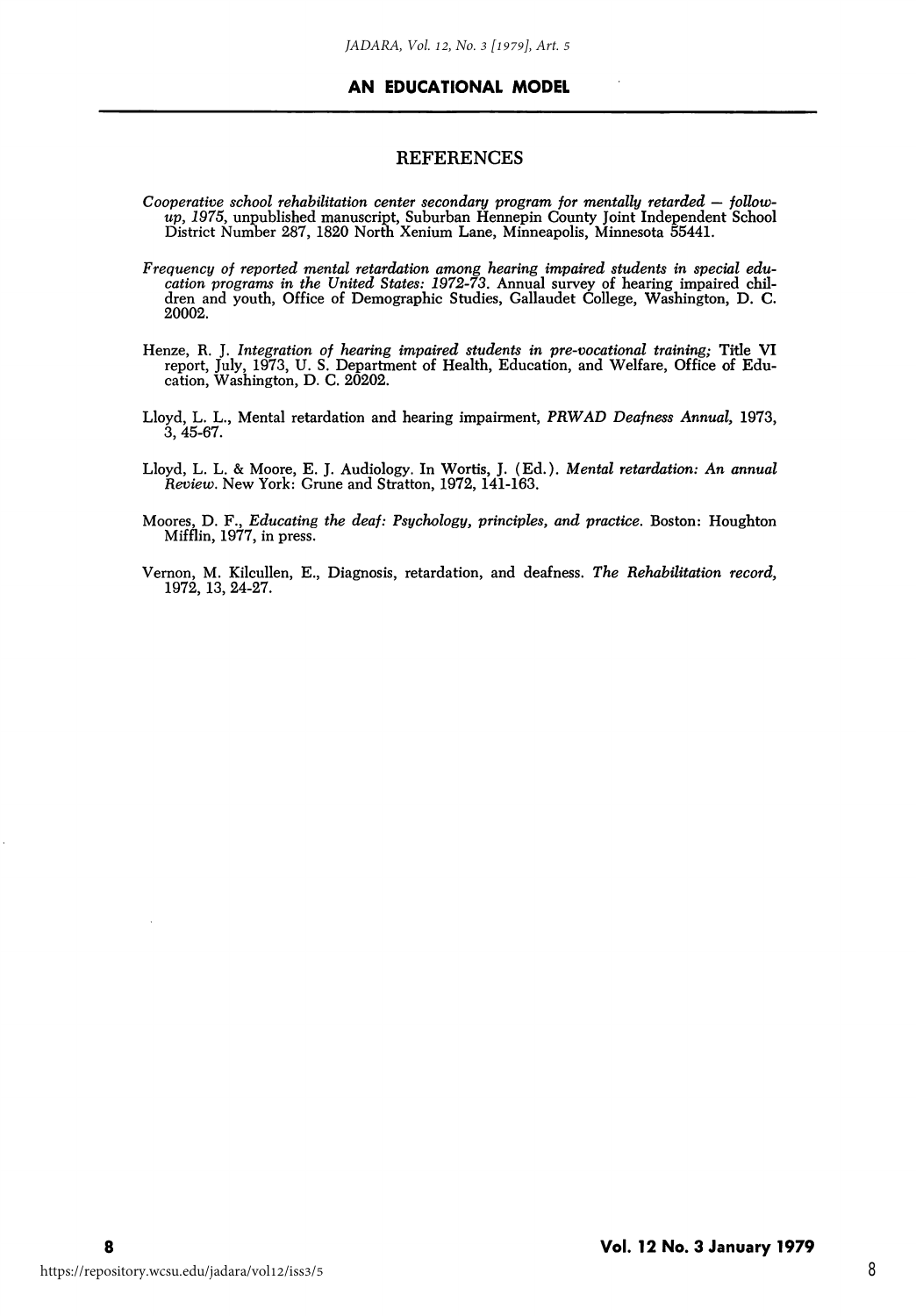## REFERENCES

*Cooperative school rehabilitation center secondary program for mentally retarded — follow-up, 1975*, unpublished manuscript, Suburban Hennepin County Joint Independent School District Number 287, 1820 North Xenium Lane, Minneapolis, Minnesota 55441.

*Frequency of reported mental retardation among hearing impaired students in special education programs in the United States: 1972-73*. Annual survey of hearing impaired children and youth, Office of Demographic Studies, Gallaudet College, Washington, D. C. 20002.

Henze, R. J. *Integration of hearing impaired students in pre-vocational training;* Title VI report, July, 1973, U. S. Department of Health, Education, and Welfare, Office of Education, Washington, D. C. 20202.

Lloyd, L. L., Mental retardation and hearing impairment, *PRWAD Deafness Annual,* 1973, 3, 45-67.

Lloyd, L. L. & Moore, E. J. Audiology. In Wortis, J. (Ed.). *Mental retardation: An annual Review*. New York: Grune and Stratton, 1972, 141-163.

Moores, D. F., *Educating the deaf: Psychology, principles, and practice*. Boston: Houghton Mifflin, 1977, in press.

Vernon, M. Kilcullen, E., Diagnosis, retardation, and deafness. *The Rehabilitation record,* 1972, 13, 24-27.